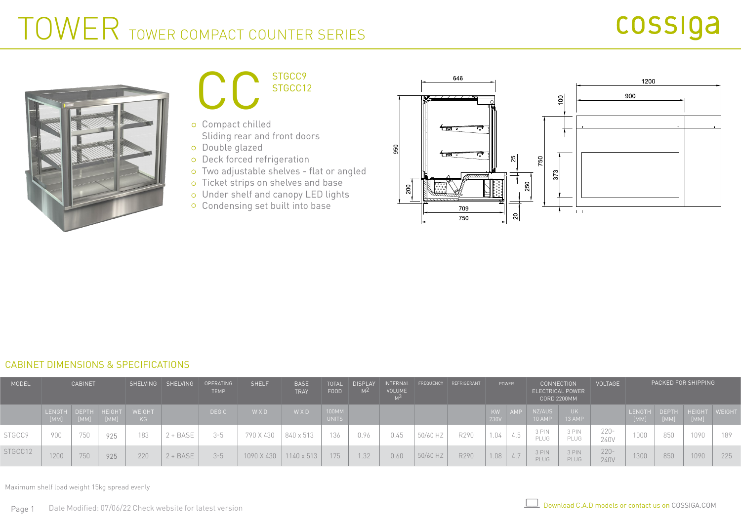# TOWER TOWER COMPACT COUNTER SERIES

cossiga

## CC

STGCC9
STGCC12

- Compact chilled
  Sliding rear and front doors
- Double glazed
- Deck forced refrigeration
- Two adjustable shelves - flat or angled
- Ticket strips on shelves and base
- Under shelf and canopy LED lights
- Condensing set built into base

## CABINET DIMENSIONS & SPECIFICATIONS

| MODEL | CABINET | | | SHELVING | SHELVING | OPERATING TEMP | SHELF | BASE TRAY | TOTAL FOOD | DISPLAY $M^2$ | INTERNAL VOLUME $M^3$ | FREQUENCY | REFRIGERANT | POWER | | CONNECTION ELECTRICAL POWER CORD 2200MM | | VOLTAGE | PACKED FOR SHIPPING | | | |
|---|---|---|---|---|---|---|---|---|---|---|---|---|---|---|---|---|---|---|---|---|---|---|
| | LENGTH [MM] | DEPTH [MM] | HEIGHT [MM] | WEIGHT KG | | DEG C | W X D | W X D | 100MM UNITS | | | | | KW 230V | AMP | NZ/AUS 10 AMP | UK 13 AMP | | LENGTH [MM] | DEPTH [MM] | HEIGHT [MM] | WEIGHT |
| STGCC9 | 900 | 750 | 925 | 183 | 2 + BASE | 3-5 | 790 X 430 | 840 x 513 | 136 | 0.96 | 0.45 | 50/60 HZ | R290 | 1.04 | 4.5 | 3 PIN PLUG | 3 PIN PLUG | 220-240V | 1000 | 850 | 1090 | 189 |
| STGCC12 | 1200 | 750 | 925 | 220 | 2 + BASE | 3-5 | 1090 X 430 | 1140 x 513 | 175 | 1.32 | 0.60 | 50/60 HZ | R290 | 1.08 | 4.7 | 3 PIN PLUG | 3 PIN PLUG | 220-240V | 1300 | 850 | 1090 | 225 |

Maximum shelf load weight 15kg spread evenly

Date Modified: 07/06/22 Check website for latest version

Download C.A.D models or contact us on COSSIGA.COM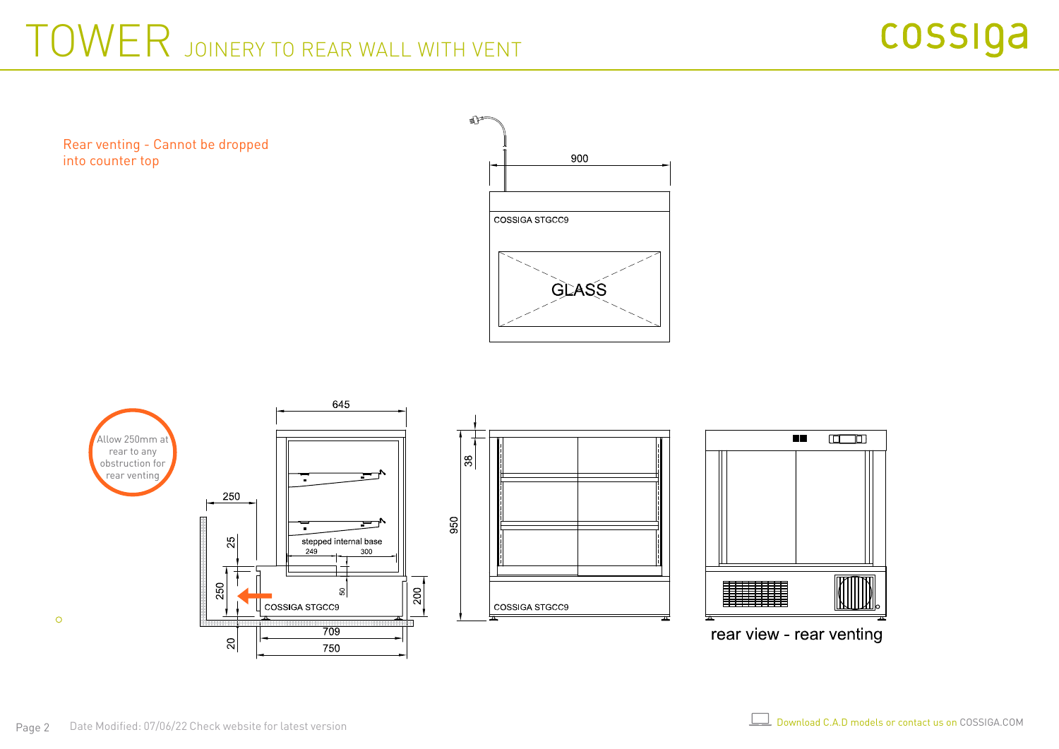# TOWER JOINERY TO REAR WALL WITH VENT

cossiga

Rear venting - Cannot be dropped into counter top

900

COSSIGA STGCC9

GLASS

Allow 250mm at rear to any obstruction for rear venting

645

250

25

250

20

stepped internal base

249

300

50

COSSIGA STGCC9

200

709

750

38

950

COSSIGA STGCC9

rear view - rear venting

Date Modified: 07/06/22 Check website for latest version

Download C.A.D models or contact us on COSSIGA.COM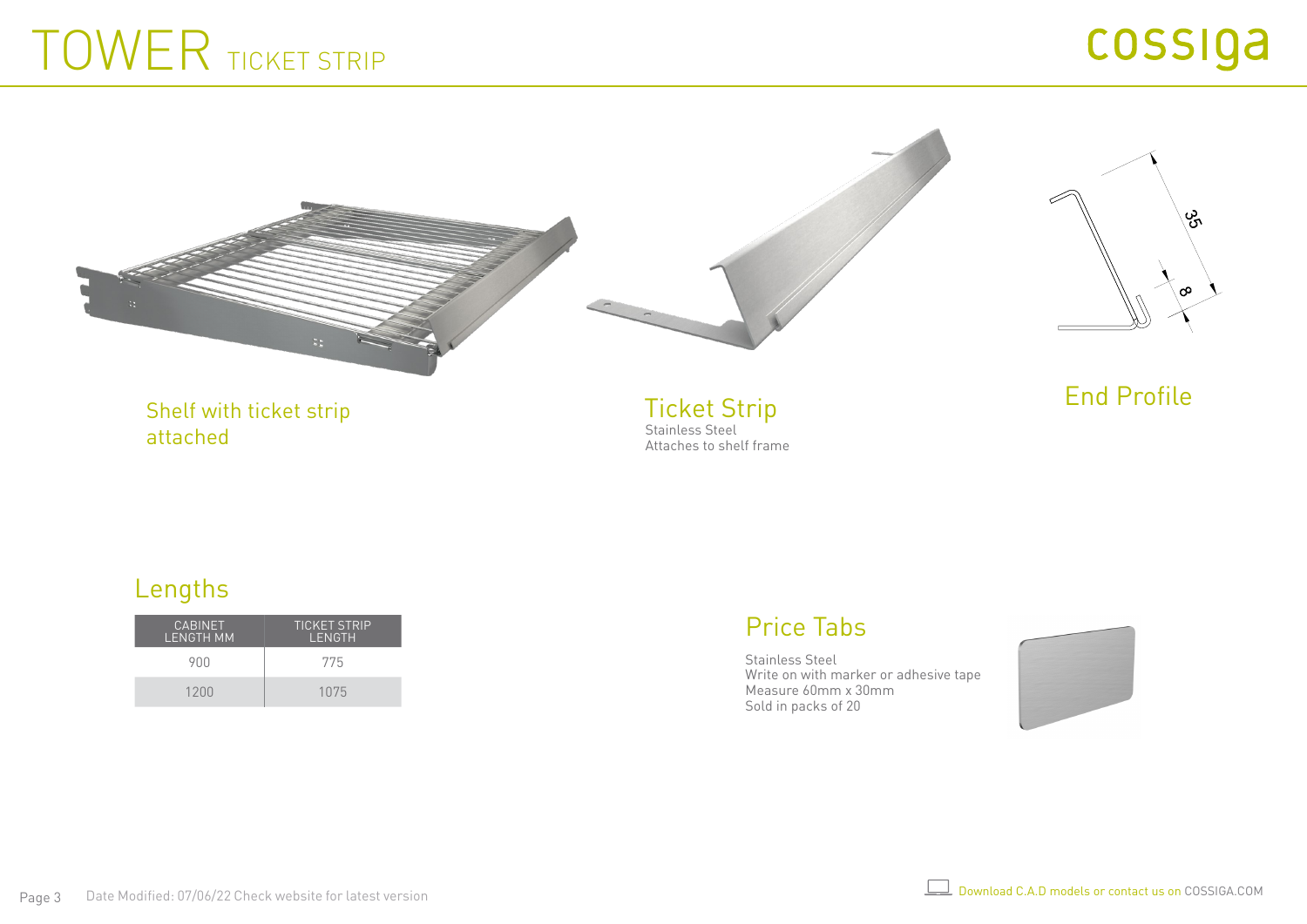# TOWER TICKET STRIP

cossiga

Shelf with ticket strip attached

## Ticket Strip

Stainless Steel
Attaches to shelf frame

## End Profile

35

8

## Lengths

| CABINET LENGTH MM | TICKET STRIP LENGTH |
|---|---|
| 900 | 775 |
| 1200 | 1075 |

## Price Tabs

Stainless Steel
Write on with marker or adhesive tape
Measure 60mm x 30mm
Sold in packs of 20

Date Modified: 07/06/22 Check website for latest version

Download C.A.D models or contact us on COSSIGA.COM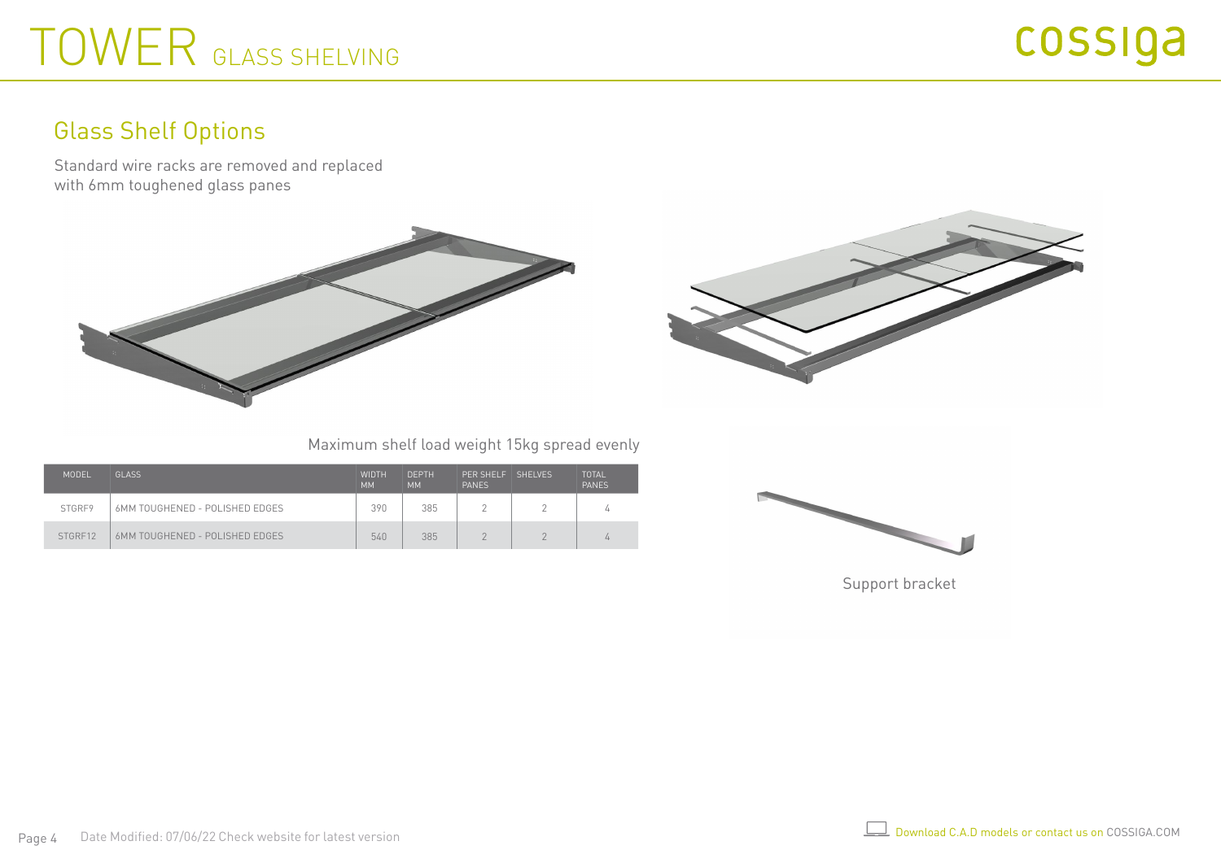# TOWER GLASS SHELVING

## Glass Shelf Options

Standard wire racks are removed and replaced with 6mm toughened glass panes

Maximum shelf load weight 15kg spread evenly

| MODEL | GLASS | WIDTH MM | DEPTH MM | PER SHELF PANES | SHELVES | TOTAL PANES |
|---|---|---|---|---|---|---|
| STGRF9 | 6MM TOUGHENED - POLISHED EDGES | 390 | 385 | 2 | 2 | 4 |
| STGRF12 | 6MM TOUGHENED - POLISHED EDGES | 540 | 385 | 2 | 2 | 4 |

Support bracket

Date Modified: 07/06/22 Check website for latest version

Download C.A.D models or contact us on COSSIGA.COM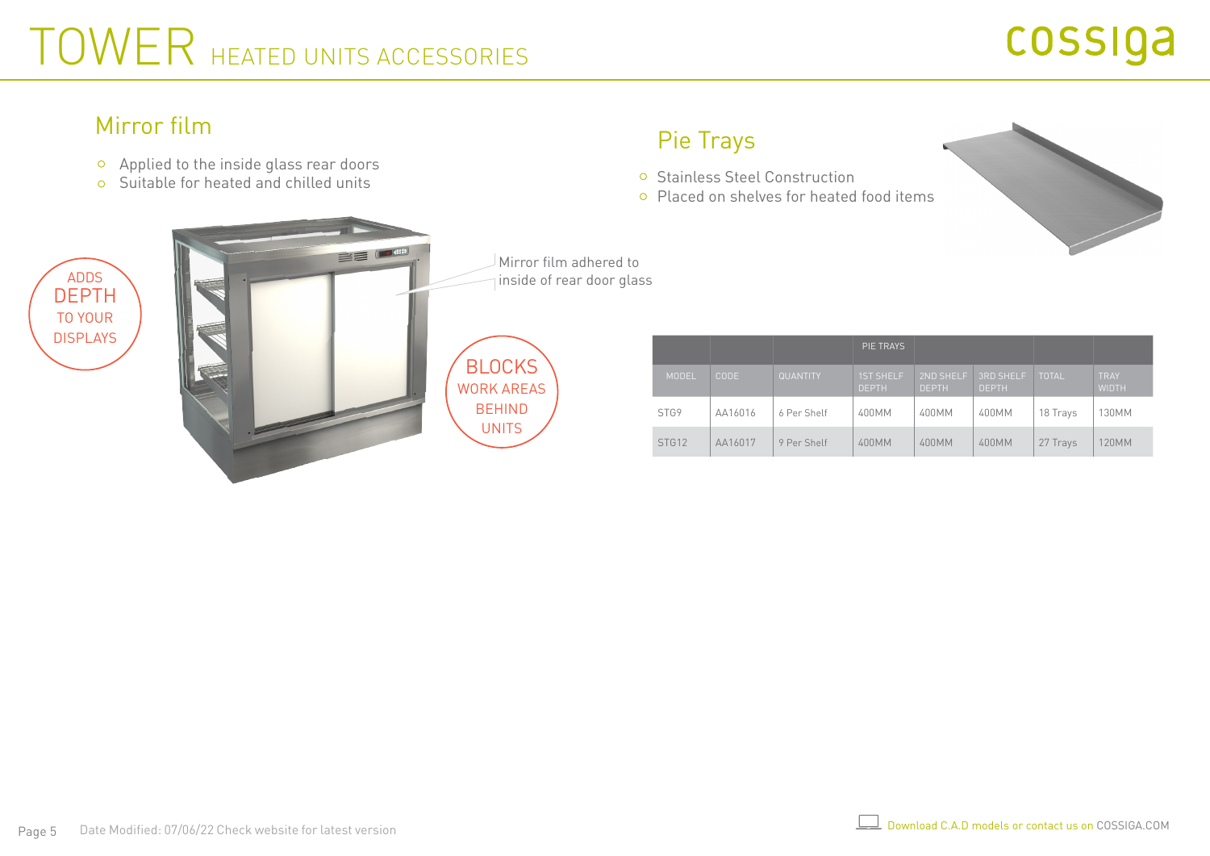# TOWER HEATED UNITS ACCESSORIES

## Mirror film

- Applied to the inside glass rear doors
- Suitable for heated and chilled units

ADDS DEPTH TO YOUR DISPLAYS

Mirror film adhered to inside of rear door glass

BLOCKS WORK AREAS BEHIND UNITS

## Pie Trays

- Stainless Steel Construction
- Placed on shelves for heated food items

| | | | PIE TRAYS | | | | |
|---|---|---|---|---|---|---|---|
| MODEL | CODE | QUANTITY | 1ST SHELF DEPTH | 2ND SHELF DEPTH | 3RD SHELF DEPTH | TOTAL | TRAY WIDTH |
| STG9 | AA16016 | 6 Per Shelf | 400MM | 400MM | 400MM | 18 Trays | 130MM |
| STG12 | AA16017 | 9 Per Shelf | 400MM | 400MM | 400MM | 27 Trays | 120MM |

Date Modified: 07/06/22 Check website for latest version

Download C.A.D models or contact us on COSSIGA.COM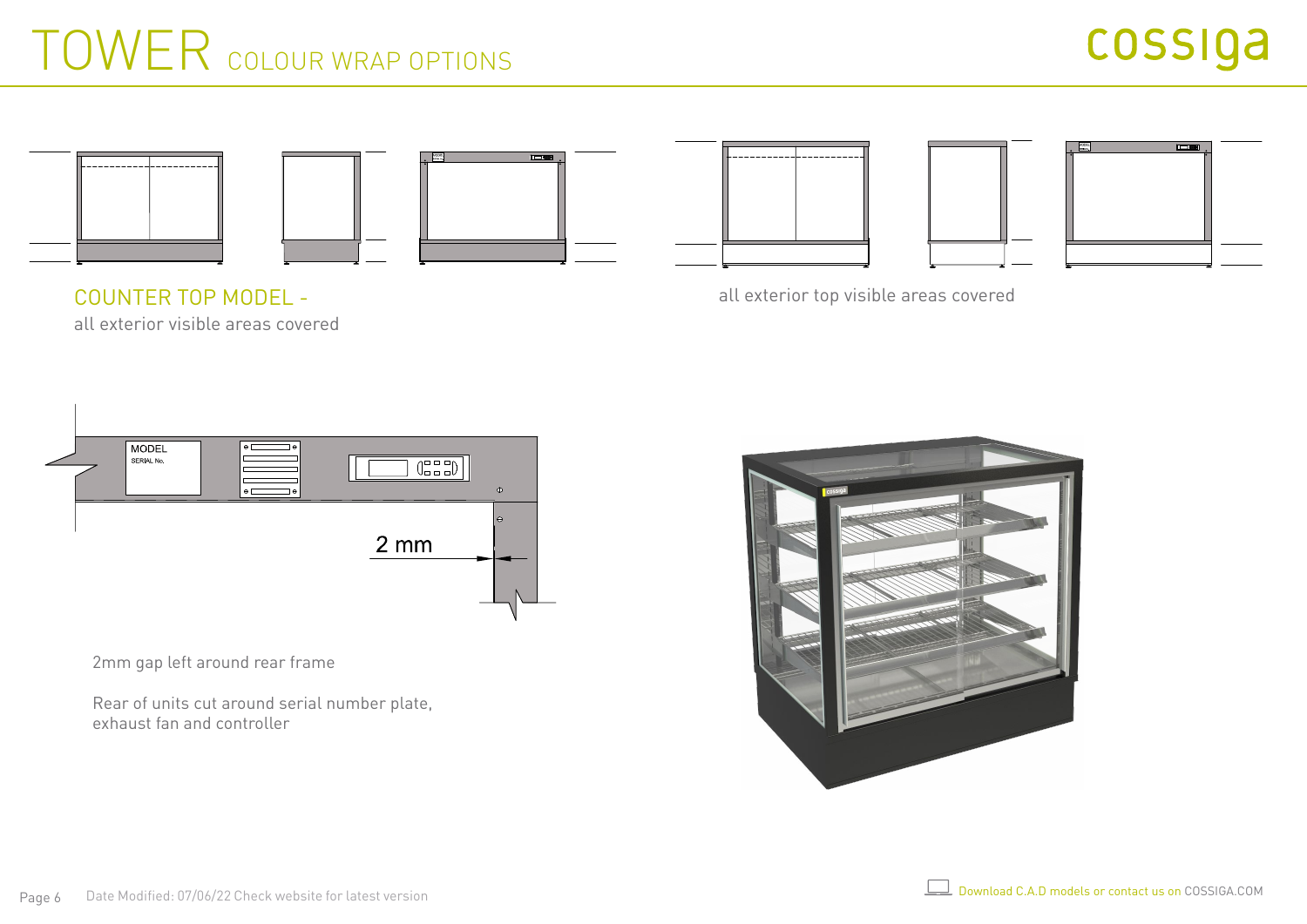# TOWER COLOUR WRAP OPTIONS

COUNTER TOP MODEL -

all exterior visible areas covered

all exterior top visible areas covered

MODEL

SERIAL No.

2 mm

2mm gap left around rear frame

Rear of units cut around serial number plate, exhaust fan and controller

Date Modified: 07/06/22 Check website for latest version

Download C.A.D models or contact us on COSSIGA.COM